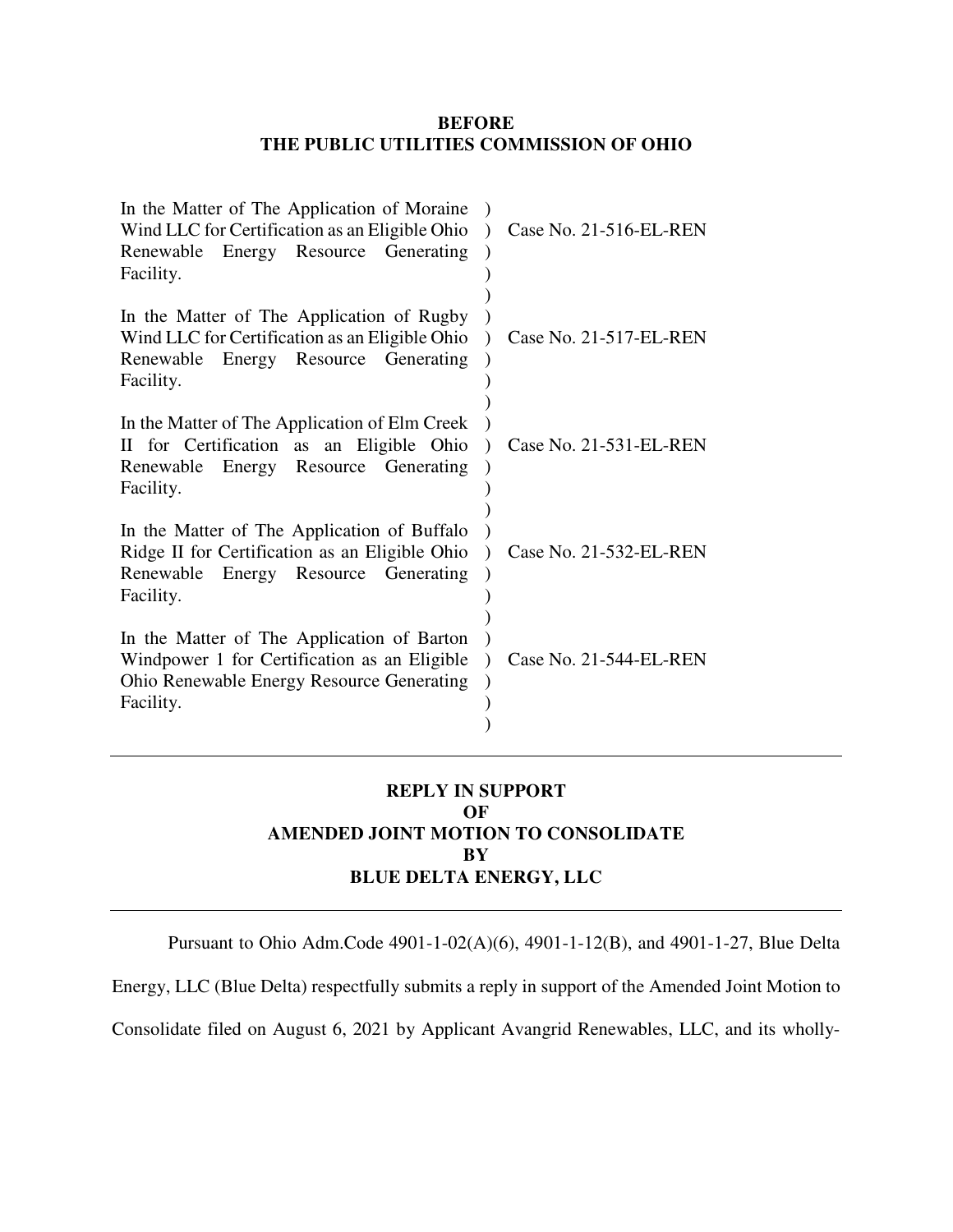**BEFORE**
**THE PUBLIC UTILITIES COMMISSION OF OHIO**

| | | |
|---|---|---|
| In the Matter of The Application of Moraine Wind LLC for Certification as an Eligible Ohio Renewable Energy Resource Generating Facility. | ) ) ) ) ) | Case No. 21-516-EL-REN |
| In the Matter of The Application of Rugby Wind LLC for Certification as an Eligible Ohio Renewable Energy Resource Generating Facility. | ) ) ) ) ) | Case No. 21-517-EL-REN |
| In the Matter of The Application of Elm Creek II for Certification as an Eligible Ohio Renewable Energy Resource Generating Facility. | ) ) ) ) ) | Case No. 21-531-EL-REN |
| In the Matter of The Application of Buffalo Ridge II for Certification as an Eligible Ohio Renewable Energy Resource Generating Facility. | ) ) ) ) ) | Case No. 21-532-EL-REN |
| In the Matter of The Application of Barton Windpower 1 for Certification as an Eligible Ohio Renewable Energy Resource Generating Facility. | ) ) ) ) ) | Case No. 21-544-EL-REN |

---

**REPLY IN SUPPORT**
**OF**
**AMENDED JOINT MOTION TO CONSOLIDATE**
**BY**
**BLUE DELTA ENERGY, LLC**

---

Pursuant to Ohio Adm.Code 4901-1-02(A)(6), 4901-1-12(B), and 4901-1-27, Blue Delta Energy, LLC (Blue Delta) respectfully submits a reply in support of the Amended Joint Motion to Consolidate filed on August 6, 2021 by Applicant Avangrid Renewables, LLC, and its wholly-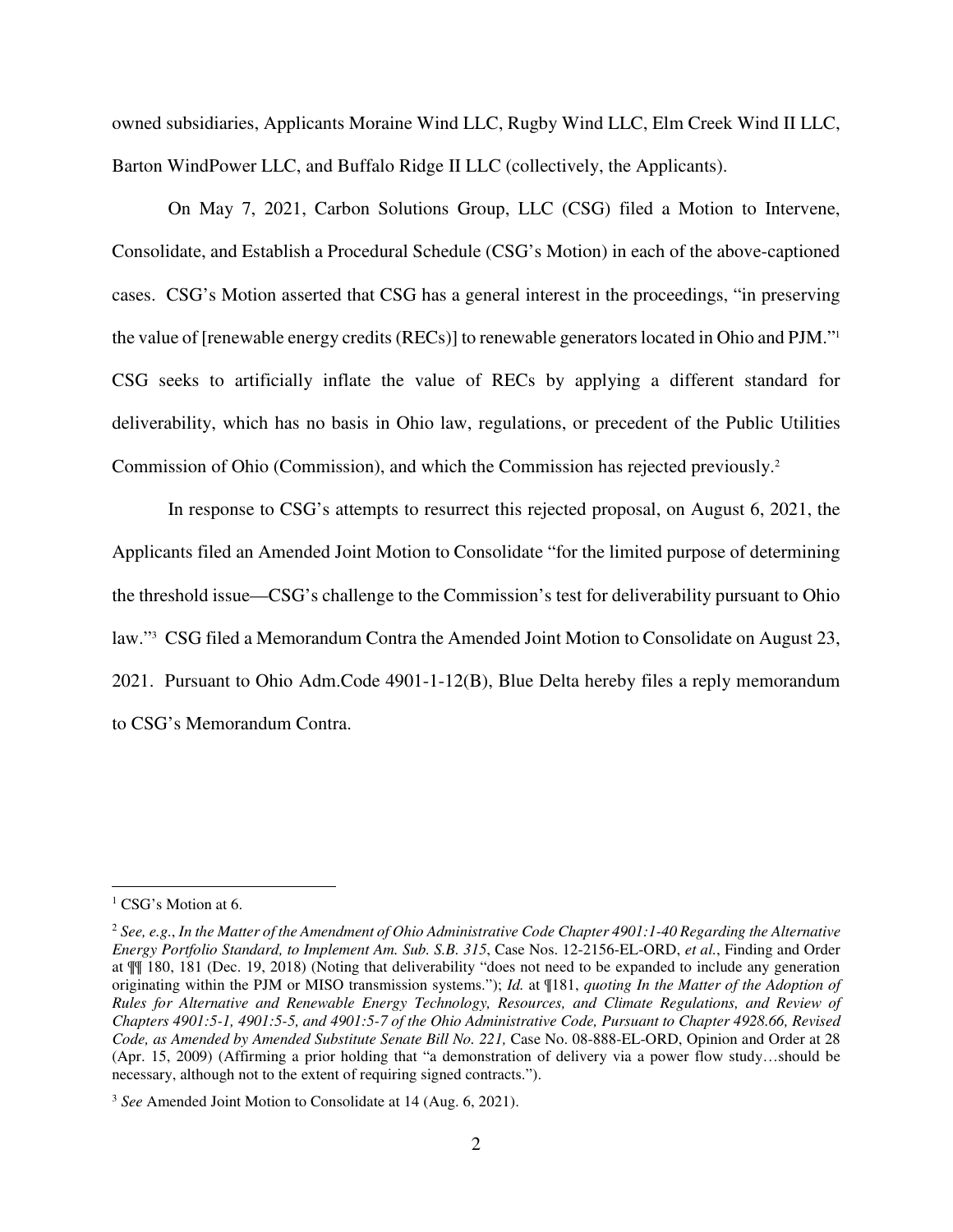owned subsidiaries, Applicants Moraine Wind LLC, Rugby Wind LLC, Elm Creek Wind II LLC, Barton WindPower LLC, and Buffalo Ridge II LLC (collectively, the Applicants).

On May 7, 2021, Carbon Solutions Group, LLC (CSG) filed a Motion to Intervene, Consolidate, and Establish a Procedural Schedule (CSG's Motion) in each of the above-captioned cases. CSG's Motion asserted that CSG has a general interest in the proceedings, "in preserving the value of [renewable energy credits (RECs)] to renewable generators located in Ohio and PJM."[1] CSG seeks to artificially inflate the value of RECs by applying a different standard for deliverability, which has no basis in Ohio law, regulations, or precedent of the Public Utilities Commission of Ohio (Commission), and which the Commission has rejected previously.[2]

In response to CSG's attempts to resurrect this rejected proposal, on August 6, 2021, the Applicants filed an Amended Joint Motion to Consolidate "for the limited purpose of determining the threshold issue—CSG's challenge to the Commission's test for deliverability pursuant to Ohio law."[3] CSG filed a Memorandum Contra the Amended Joint Motion to Consolidate on August 23, 2021. Pursuant to Ohio Adm.Code 4901-1-12(B), Blue Delta hereby files a reply memorandum to CSG's Memorandum Contra.

---

[1] CSG's Motion at 6.

[2] *See, e.g.*, *In the Matter of the Amendment of Ohio Administrative Code Chapter 4901:1-40 Regarding the Alternative Energy Portfolio Standard, to Implement Am. Sub. S.B. 315*, Case Nos. 12-2156-EL-ORD, *et al.*, Finding and Order at ¶¶ 180, 181 (Dec. 19, 2018) (Noting that deliverability "does not need to be expanded to include any generation originating within the PJM or MISO transmission systems."); *Id.* at ¶181, *quoting In the Matter of the Adoption of Rules for Alternative and Renewable Energy Technology, Resources, and Climate Regulations, and Review of Chapters 4901:5-1, 4901:5-5, and 4901:5-7 of the Ohio Administrative Code, Pursuant to Chapter 4928.66, Revised Code, as Amended by Amended Substitute Senate Bill No. 221,* Case No. 08-888-EL-ORD, Opinion and Order at 28 (Apr. 15, 2009) (Affirming a prior holding that "a demonstration of delivery via a power flow study…should be necessary, although not to the extent of requiring signed contracts.").

[3] *See* Amended Joint Motion to Consolidate at 14 (Aug. 6, 2021).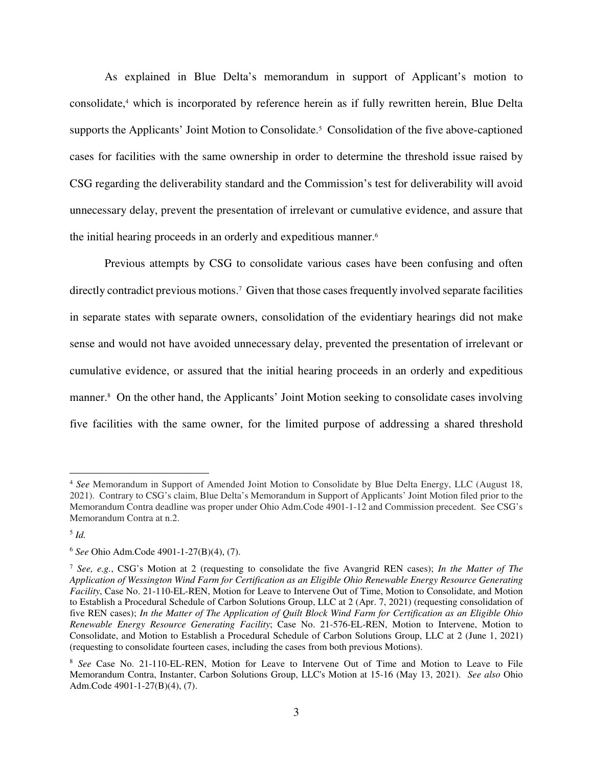As explained in Blue Delta's memorandum in support of Applicant's motion to consolidate,[4] which is incorporated by reference herein as if fully rewritten herein, Blue Delta supports the Applicants' Joint Motion to Consolidate.[5] Consolidation of the five above-captioned cases for facilities with the same ownership in order to determine the threshold issue raised by CSG regarding the deliverability standard and the Commission's test for deliverability will avoid unnecessary delay, prevent the presentation of irrelevant or cumulative evidence, and assure that the initial hearing proceeds in an orderly and expeditious manner.[6]

Previous attempts by CSG to consolidate various cases have been confusing and often directly contradict previous motions.[7] Given that those cases frequently involved separate facilities in separate states with separate owners, consolidation of the evidentiary hearings did not make sense and would not have avoided unnecessary delay, prevented the presentation of irrelevant or cumulative evidence, or assured that the initial hearing proceeds in an orderly and expeditious manner.[8] On the other hand, the Applicants' Joint Motion seeking to consolidate cases involving five facilities with the same owner, for the limited purpose of addressing a shared threshold

---

[4] *See* Memorandum in Support of Amended Joint Motion to Consolidate by Blue Delta Energy, LLC (August 18, 2021). Contrary to CSG's claim, Blue Delta's Memorandum in Support of Applicants' Joint Motion filed prior to the Memorandum Contra deadline was proper under Ohio Adm.Code 4901-1-12 and Commission precedent. See CSG's Memorandum Contra at n.2.

[5] *Id.*

[6] *See* Ohio Adm.Code 4901-1-27(B)(4), (7).

[7] *See, e.g.*, CSG's Motion at 2 (requesting to consolidate the five Avangrid REN cases); *In the Matter of The Application of Wessington Wind Farm for Certification as an Eligible Ohio Renewable Energy Resource Generating Facility*, Case No. 21-110-EL-REN, Motion for Leave to Intervene Out of Time, Motion to Consolidate, and Motion to Establish a Procedural Schedule of Carbon Solutions Group, LLC at 2 (Apr. 7, 2021) (requesting consolidation of five REN cases); *In the Matter of The Application of Quilt Block Wind Farm for Certification as an Eligible Ohio Renewable Energy Resource Generating Facility*; Case No. 21-576-EL-REN, Motion to Intervene, Motion to Consolidate, and Motion to Establish a Procedural Schedule of Carbon Solutions Group, LLC at 2 (June 1, 2021) (requesting to consolidate fourteen cases, including the cases from both previous Motions).

[8] *See* Case No. 21-110-EL-REN, Motion for Leave to Intervene Out of Time and Motion to Leave to File Memorandum Contra, Instanter, Carbon Solutions Group, LLC's Motion at 15-16 (May 13, 2021). *See also* Ohio Adm.Code 4901-1-27(B)(4), (7).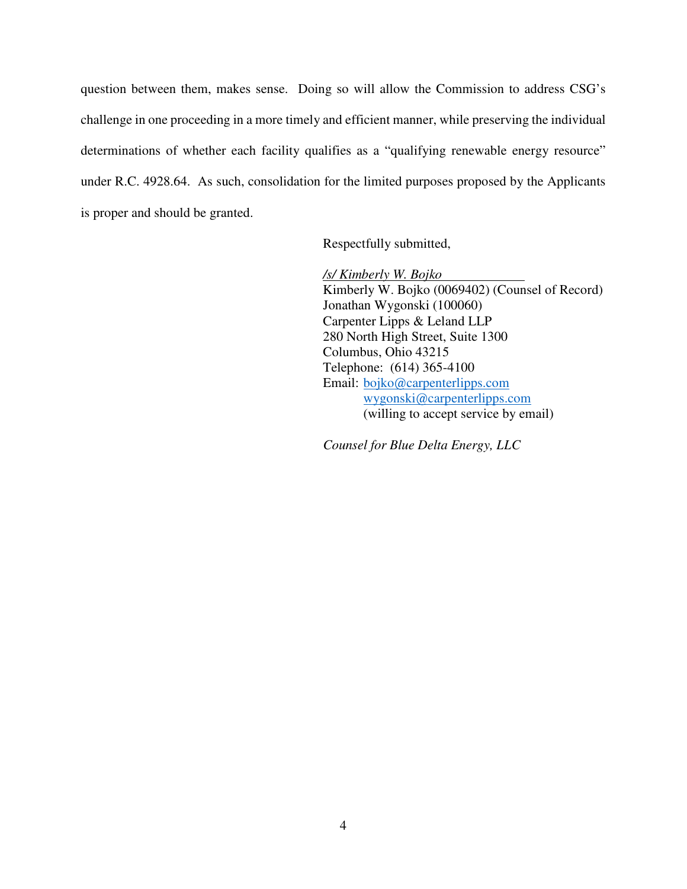question between them, makes sense. Doing so will allow the Commission to address CSG's challenge in one proceeding in a more timely and efficient manner, while preserving the individual determinations of whether each facility qualifies as a "qualifying renewable energy resource" under R.C. 4928.64. As such, consolidation for the limited purposes proposed by the Applicants is proper and should be granted.

Respectfully submitted,

*/s/ Kimberly W. Bojko*
Kimberly W. Bojko (0069402) (Counsel of Record)
Jonathan Wygonski (100060)
Carpenter Lipps & Leland LLP
280 North High Street, Suite 1300
Columbus, Ohio 43215
Telephone: (614) 365-4100
Email: bojko@carpenterlipps.com
wygonski@carpenterlipps.com
(willing to accept service by email)

*Counsel for Blue Delta Energy, LLC*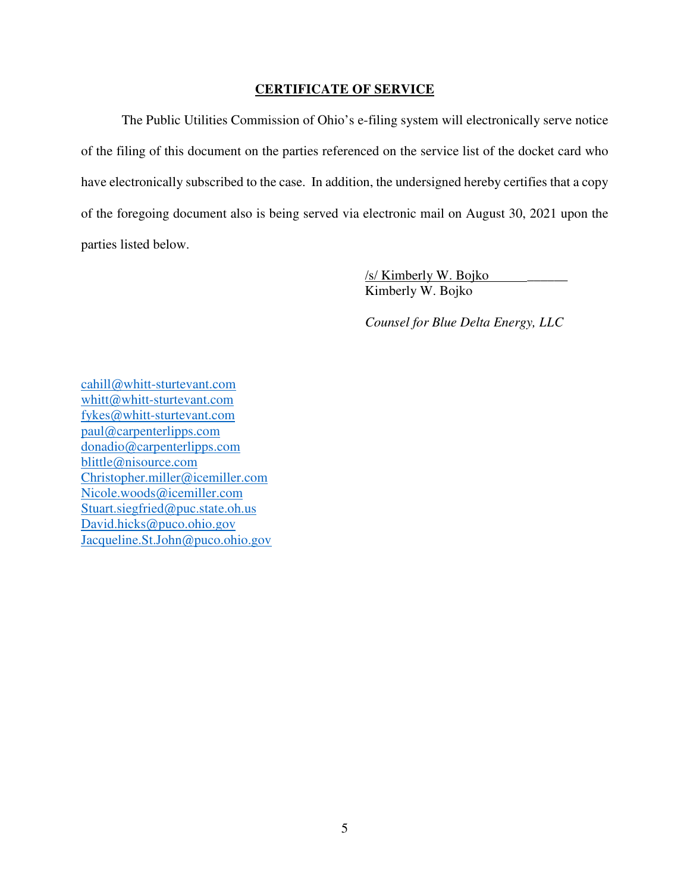**CERTIFICATE OF SERVICE**

The Public Utilities Commission of Ohio's e-filing system will electronically serve notice of the filing of this document on the parties referenced on the service list of the docket card who have electronically subscribed to the case. In addition, the undersigned hereby certifies that a copy of the foregoing document also is being served via electronic mail on August 30, 2021 upon the parties listed below.

/s/ Kimberly W. Bojko
Kimberly W. Bojko

*Counsel for Blue Delta Energy, LLC*

cahill@whitt-sturtevant.com
whitt@whitt-sturtevant.com
fykes@whitt-sturtevant.com
paul@carpenterlipps.com
donadio@carpenterlipps.com
blittle@nisource.com
Christopher.miller@icemiller.com
Nicole.woods@icemiller.com
Stuart.siegfried@puc.state.oh.us
David.hicks@puco.ohio.gov
Jacqueline.St.John@puco.ohio.gov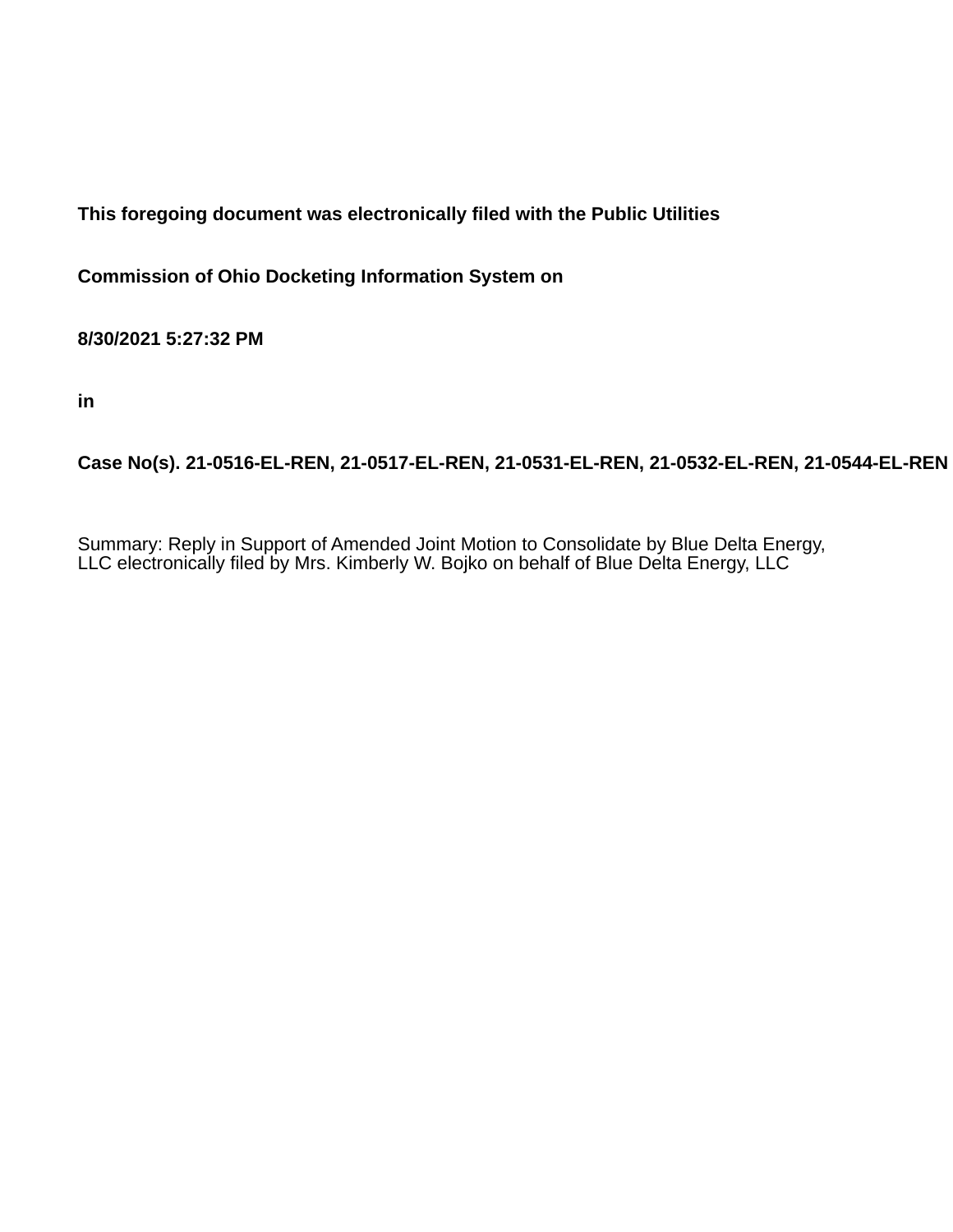**This foregoing document was electronically filed with the Public Utilities**

**Commission of Ohio Docketing Information System on**

**8/30/2021 5:27:32 PM**

**in**

**Case No(s). 21-0516-EL-REN, 21-0517-EL-REN, 21-0531-EL-REN, 21-0532-EL-REN, 21-0544-EL-REN**

Summary: Reply in Support of Amended Joint Motion to Consolidate by Blue Delta Energy, LLC electronically filed by Mrs. Kimberly W. Bojko on behalf of Blue Delta Energy, LLC